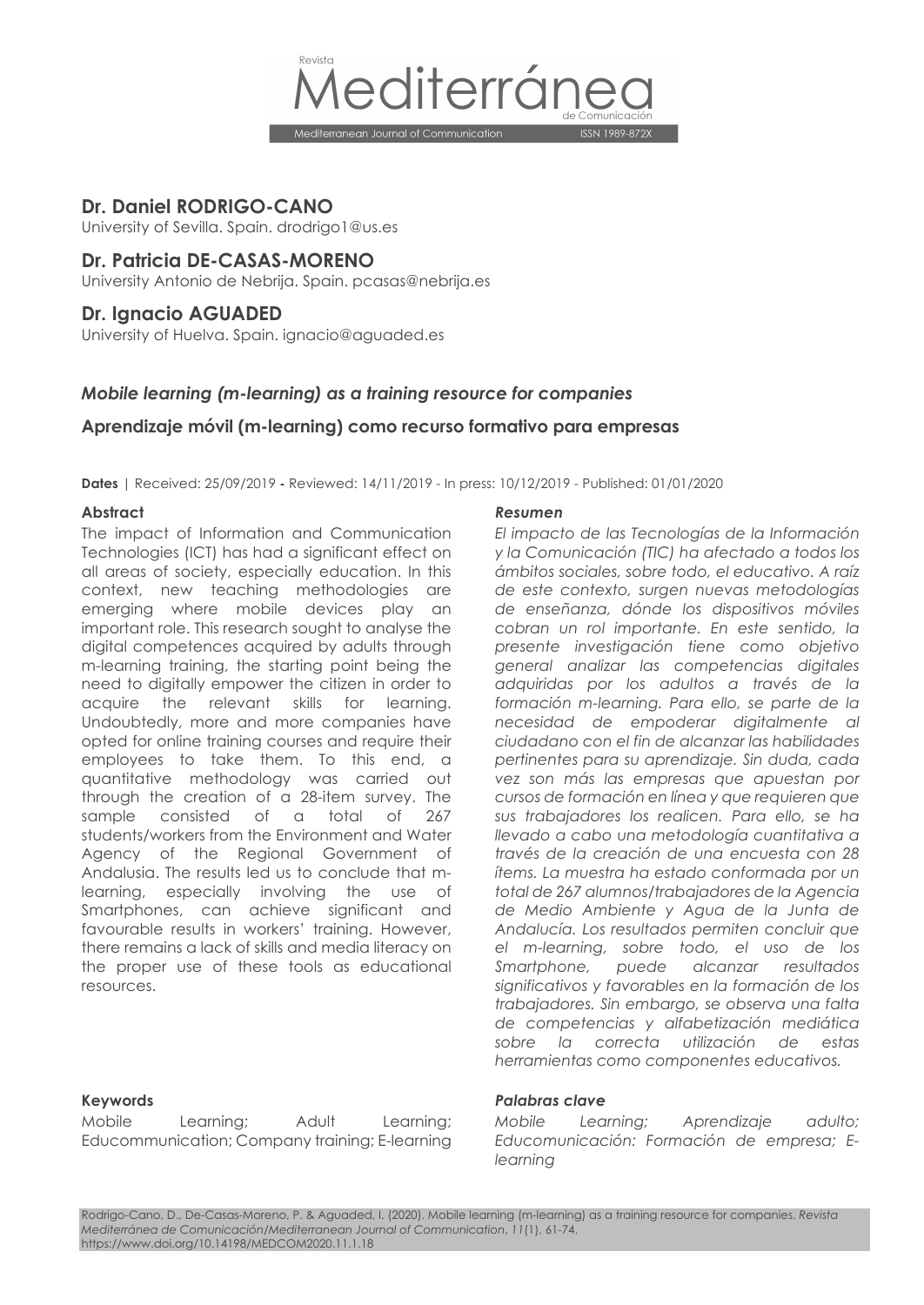Revista Mediterránea de Comunicación

Mediterranean Journal of Communication ISSN 1989-872X

## Dr. Daniel RODRIGO-CANO

University of Sevilla. Spain. drodrigo1@us.es

## Dr. Patricia DE-CASAS-MORENO

University Antonio de Nebrija. Spain. pcasas@nebrija.es

## Dr. Ignacio AGUADED

University of Huelva. Spain. ignacio@aguaded.es

# *Mobile learning (m-learning) as a training resource for companies*

# Aprendizaje móvil (m-learning) como recurso formativo para empresas

**Dates** | Received: 25/09/2019 **-** Reviewed: 14/11/2019 - In press: 10/12/2019 - Published: 01/01/2020

### Abstract

The impact of Information and Communication Technologies (ICT) has had a significant effect on all areas of society, especially education. In this context, new teaching methodologies are emerging where mobile devices play an important role. This research sought to analyse the digital competences acquired by adults through m-learning training, the starting point being the need to digitally empower the citizen in order to acquire the relevant skills for learning. Undoubtedly, more and more companies have opted for online training courses and require their employees to take them. To this end, a quantitative methodology was carried out through the creation of a 28-item survey. The sample consisted of a total of 267 students/workers from the Environment and Water Agency of the Regional Government of Andalusia. The results led us to conclude that m-learning, especially involving the use of Smartphones, can achieve significant and favourable results in workers' training. However, there remains a lack of skills and media literacy on the proper use of these tools as educational resources.

### Keywords

Mobile Learning; Adult Learning; Educommunication; Company training; E-learning

### *Resumen*

*El impacto de las Tecnologías de la Información y la Comunicación (TIC) ha afectado a todos los ámbitos sociales, sobre todo, el educativo. A raíz de este contexto, surgen nuevas metodologías de enseñanza, dónde los dispositivos móviles cobran un rol importante. En este sentido, la presente investigación tiene como objetivo general analizar las competencias digitales adquiridas por los adultos a través de la formación m-learning. Para ello, se parte de la necesidad de empoderar digitalmente al ciudadano con el fin de alcanzar las habilidades pertinentes para su aprendizaje. Sin duda, cada vez son más las empresas que apuestan por cursos de formación en línea y que requieren que sus trabajadores los realicen. Para ello, se ha llevado a cabo una metodología cuantitativa a través de la creación de una encuesta con 28 ítems. La muestra ha estado conformada por un total de 267 alumnos/trabajadores de la Agencia de Medio Ambiente y Agua de la Junta de Andalucía. Los resultados permiten concluir que el m-learning, sobre todo, el uso de los Smartphone, puede alcanzar resultados significativos y favorables en la formación de los trabajadores. Sin embargo, se observa una falta de competencias y alfabetización mediática sobre la correcta utilización de estas herramientas como componentes educativos.*

### *Palabras clave*

*Mobile Learning; Aprendizaje adulto; Educomunicación: Formación de empresa; E-learning*

Rodrigo-Cano, D., De-Casas-Moreno, P. & Aguaded, I. (2020). Mobile learning (m-learning) as a training resource for companies. *Revista Mediterránea de Comunicación/Mediterranean Journal of Communication*, *11*(1), 61-74. https://www.doi.org/10.14198/MEDCOM2020.11.1.18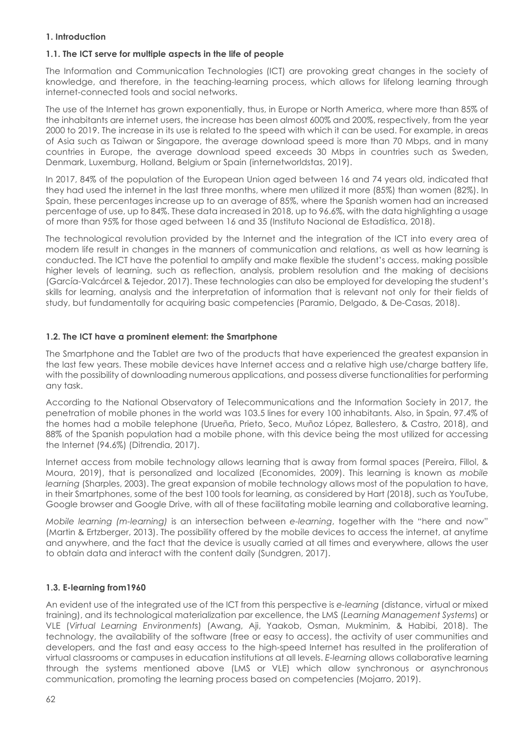## 1. Introduction

### 1.1. The ICT serve for multiple aspects in the life of people

The Information and Communication Technologies (ICT) are provoking great changes in the society of knowledge, and therefore, in the teaching-learning process, which allows for lifelong learning through internet-connected tools and social networks.

The use of the Internet has grown exponentially, thus, in Europe or North America, where more than 85% of the inhabitants are internet users, the increase has been almost 600% and 200%, respectively, from the year 2000 to 2019. The increase in its use is related to the speed with which it can be used. For example, in areas of Asia such as Taiwan or Singapore, the average download speed is more than 70 Mbps, and in many countries in Europe, the average download speed exceeds 30 Mbps in countries such as Sweden, Denmark, Luxemburg, Holland, Belgium or Spain (internetworldstas, 2019).

In 2017, 84% of the population of the European Union aged between 16 and 74 years old, indicated that they had used the internet in the last three months, where men utilized it more (85%) than women (82%). In Spain, these percentages increase up to an average of 85%, where the Spanish women had an increased percentage of use, up to 84%. These data increased in 2018, up to 96.6%, with the data highlighting a usage of more than 95% for those aged between 16 and 35 (Instituto Nacional de Estadística, 2018).

The technological revolution provided by the Internet and the integration of the ICT into every area of modern life result in changes in the manners of communication and relations, as well as how learning is conducted. The ICT have the potential to amplify and make flexible the student's access, making possible higher levels of learning, such as reflection, analysis, problem resolution and the making of decisions (García-Valcárcel & Tejedor, 2017). These technologies can also be employed for developing the student's skills for learning, analysis and the interpretation of information that is relevant not only for their fields of study, but fundamentally for acquiring basic competencies (Paramio, Delgado, & De-Casas, 2018).

### 1.2. The ICT have a prominent element: the Smartphone

The Smartphone and the Tablet are two of the products that have experienced the greatest expansion in the last few years. These mobile devices have Internet access and a relative high use/charge battery life, with the possibility of downloading numerous applications, and possess diverse functionalities for performing any task.

According to the National Observatory of Telecommunications and the Information Society in 2017, the penetration of mobile phones in the world was 103.5 lines for every 100 inhabitants. Also, in Spain, 97.4% of the homes had a mobile telephone (Urueña, Prieto, Seco, Muñoz López, Ballestero, & Castro, 2018), and 88% of the Spanish population had a mobile phone, with this device being the most utilized for accessing the Internet (94.6%) (Ditrendia, 2017).

Internet access from mobile technology allows learning that is away from formal spaces (Pereira, Fillol, & Moura, 2019), that is personalized and localized (Economides, 2009). This learning is known as *mobile learning* (Sharples, 2003). The great expansion of mobile technology allows most of the population to have, in their Smartphones, some of the best 100 tools for learning, as considered by Hart (2018), such as YouTube, Google browser and Google Drive, with all of these facilitating mobile learning and collaborative learning.

*Mobile learning (m-learning)* is an intersection between *e-learning*, together with the "here and now" (Martin & Ertzberger, 2013). The possibility offered by the mobile devices to access the internet, at anytime and anywhere, and the fact that the device is usually carried at all times and everywhere, allows the user to obtain data and interact with the content daily (Sundgren, 2017).

### 1.3. E-learning from1960

An evident use of the integrated use of the ICT from this perspective is *e-learning* (distance, virtual or mixed training), and its technological materialization par excellence, the LMS (*Learning Management Systems*) or VLE (*Virtual Learning Environments*) (Awang, Aji, Yaakob, Osman, Mukminim, & Habibi, 2018). The technology, the availability of the software (free or easy to access), the activity of user communities and developers, and the fast and easy access to the high-speed Internet has resulted in the proliferation of virtual classrooms or campuses in education institutions at all levels. *E-learning* allows collaborative learning through the systems mentioned above (LMS or VLE) which allow synchronous or asynchronous communication, promoting the learning process based on competencies (Mojarro, 2019).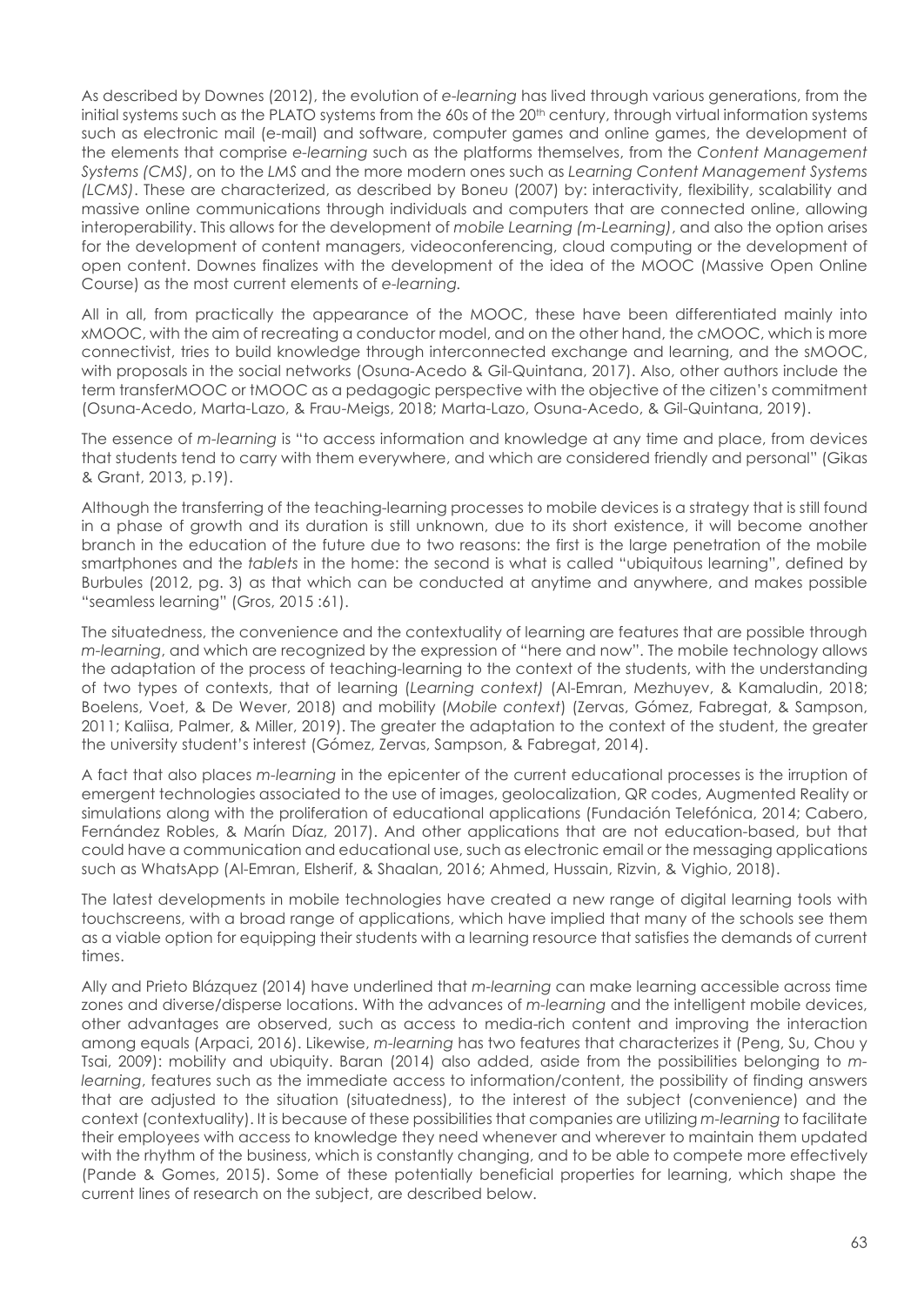As described by Downes (2012), the evolution of *e-learning* has lived through various generations, from the initial systems such as the PLATO systems from the 60s of the 20th century, through virtual information systems such as electronic mail (e-mail) and software, computer games and online games, the development of the elements that comprise *e-learning* such as the platforms themselves, from the *Content Management Systems (CMS)*, on to the *LMS* and the more modern ones such as *Learning Content Management Systems (LCMS)*. These are characterized, as described by Boneu (2007) by: interactivity, flexibility, scalability and massive online communications through individuals and computers that are connected online, allowing interoperability. This allows for the development of *mobile Learning (m-Learning)*, and also the option arises for the development of content managers, videoconferencing, cloud computing or the development of open content. Downes finalizes with the development of the idea of the MOOC (Massive Open Online Course) as the most current elements of *e-learning.*

All in all, from practically the appearance of the MOOC, these have been differentiated mainly into xMOOC, with the aim of recreating a conductor model, and on the other hand, the cMOOC, which is more connectivist, tries to build knowledge through interconnected exchange and learning, and the sMOOC, with proposals in the social networks (Osuna-Acedo & Gil-Quintana, 2017). Also, other authors include the term transferMOOC or tMOOC as a pedagogic perspective with the objective of the citizen's commitment (Osuna-Acedo, Marta-Lazo, & Frau-Meigs, 2018; Marta-Lazo, Osuna-Acedo, & Gil-Quintana, 2019).

The essence of *m-learning* is "to access information and knowledge at any time and place, from devices that students tend to carry with them everywhere, and which are considered friendly and personal" (Gikas & Grant, 2013, p.19).

Although the transferring of the teaching-learning processes to mobile devices is a strategy that is still found in a phase of growth and its duration is still unknown, due to its short existence, it will become another branch in the education of the future due to two reasons: the first is the large penetration of the mobile smartphones and the *tablets* in the home: the second is what is called "ubiquitous learning", defined by Burbules (2012, pg. 3) as that which can be conducted at anytime and anywhere, and makes possible "seamless learning" (Gros, 2015 :61).

The situatedness, the convenience and the contextuality of learning are features that are possible through *m-learning*, and which are recognized by the expression of "here and now". The mobile technology allows the adaptation of the process of teaching-learning to the context of the students, with the understanding of two types of contexts, that of learning (*Learning context)* (Al-Emran, Mezhuyev, & Kamaludin, 2018; Boelens, Voet, & De Wever, 2018) and mobility (*Mobile context*) (Zervas, Gómez, Fabregat, & Sampson, 2011; Kaliisa, Palmer, & Miller, 2019). The greater the adaptation to the context of the student, the greater the university student's interest (Gómez, Zervas, Sampson, & Fabregat, 2014).

A fact that also places *m-learning* in the epicenter of the current educational processes is the irruption of emergent technologies associated to the use of images, geolocalization, QR codes, Augmented Reality or simulations along with the proliferation of educational applications (Fundación Telefónica, 2014; Cabero, Fernández Robles, & Marín Díaz, 2017). And other applications that are not education-based, but that could have a communication and educational use, such as electronic email or the messaging applications such as WhatsApp (Al-Emran, Elsherif, & Shaalan, 2016; Ahmed, Hussain, Rizvin, & Vighio, 2018).

The latest developments in mobile technologies have created a new range of digital learning tools with touchscreens, with a broad range of applications, which have implied that many of the schools see them as a viable option for equipping their students with a learning resource that satisfies the demands of current times.

Ally and Prieto Blázquez (2014) have underlined that *m-learning* can make learning accessible across time zones and diverse/disperse locations. With the advances of *m-learning* and the intelligent mobile devices, other advantages are observed, such as access to media-rich content and improving the interaction among equals (Arpaci, 2016). Likewise, *m-learning* has two features that characterizes it (Peng, Su, Chou y Tsai, 2009): mobility and ubiquity. Baran (2014) also added, aside from the possibilities belonging to *m-learning*, features such as the immediate access to information/content, the possibility of finding answers that are adjusted to the situation (situatedness), to the interest of the subject (convenience) and the context (contextuality). It is because of these possibilities that companies are utilizing *m-learning* to facilitate their employees with access to knowledge they need whenever and wherever to maintain them updated with the rhythm of the business, which is constantly changing, and to be able to compete more effectively (Pande & Gomes, 2015). Some of these potentially beneficial properties for learning, which shape the current lines of research on the subject, are described below.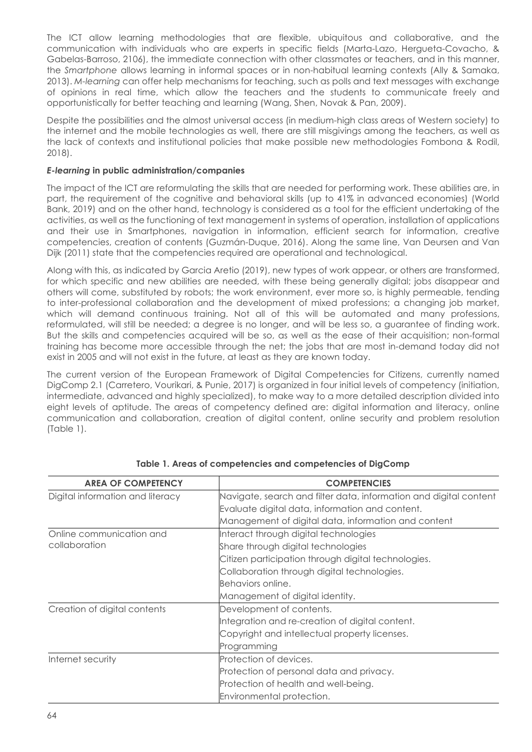The ICT allow learning methodologies that are flexible, ubiquitous and collaborative, and the communication with individuals who are experts in specific fields (Marta-Lazo, Hergueta-Covacho, & Gabelas-Barroso, 2106), the immediate connection with other classmates or teachers, and in this manner, the *Smartphone* allows learning in informal spaces or in non-habitual learning contexts (Ally & Samaka, 2013). *M-learning* can offer help mechanisms for teaching, such as polls and text messages with exchange of opinions in real time, which allow the teachers and the students to communicate freely and opportunistically for better teaching and learning (Wang, Shen, Novak & Pan, 2009).

Despite the possibilities and the almost universal access (in medium-high class areas of Western society) to the internet and the mobile technologies as well, there are still misgivings among the teachers, as well as the lack of contexts and institutional policies that make possible new methodologies Fombona & Rodil, 2018).

### *E-learning* in public administration/companies

The impact of the ICT are reformulating the skills that are needed for performing work. These abilities are, in part, the requirement of the cognitive and behavioral skills (up to 41% in advanced economies) (World Bank, 2019) and on the other hand, technology is considered as a tool for the efficient undertaking of the activities, as well as the functioning of text management in systems of operation, installation of applications and their use in Smartphones, navigation in information, efficient search for information, creative competencies, creation of contents (Guzmán-Duque, 2016). Along the same line, Van Deursen and Van Dijk (2011) state that the competencies required are operational and technological.

Along with this, as indicated by Garcia Aretio (2019), new types of work appear, or others are transformed, for which specific and new abilities are needed, with these being generally digital; jobs disappear and others will come, substituted by robots; the work environment, ever more so, is highly permeable, tending to inter-professional collaboration and the development of mixed professions; a changing job market, which will demand continuous training. Not all of this will be automated and many professions, reformulated, will still be needed; a degree is no longer, and will be less so, a guarantee of finding work. But the skills and competencies acquired will be so, as well as the ease of their acquisition; non-formal training has become more accessible through the net; the jobs that are most in-demand today did not exist in 2005 and will not exist in the future, at least as they are known today.

The current version of the European Framework of Digital Competencies for Citizens, currently named DigComp 2.1 (Carretero, Vourikari, & Punie, 2017) is organized in four initial levels of competency (initiation, intermediate, advanced and highly specialized), to make way to a more detailed description divided into eight levels of aptitude. The areas of competency defined are: digital information and literacy, online communication and collaboration, creation of digital content, online security and problem resolution (Table 1).

**Table 1. Areas of competencies and competencies of DigComp**

| AREA OF COMPETENCY | COMPETENCIES |
|---|---|
| Digital information and literacy | Navigate, search and filter data, information and digital content<br>Evaluate digital data, information and content.<br>Management of digital data, information and content |
| Online communication and collaboration | Interact through digital technologies<br>Share through digital technologies<br>Citizen participation through digital technologies.<br>Collaboration through digital technologies.<br>Behaviors online.<br>Management of digital identity. |
| Creation of digital contents | Development of contents.<br>Integration and re-creation of digital content.<br>Copyright and intellectual property licenses.<br>Programming |
| Internet security | Protection of devices.<br>Protection of personal data and privacy.<br>Protection of health and well-being.<br>Environmental protection. |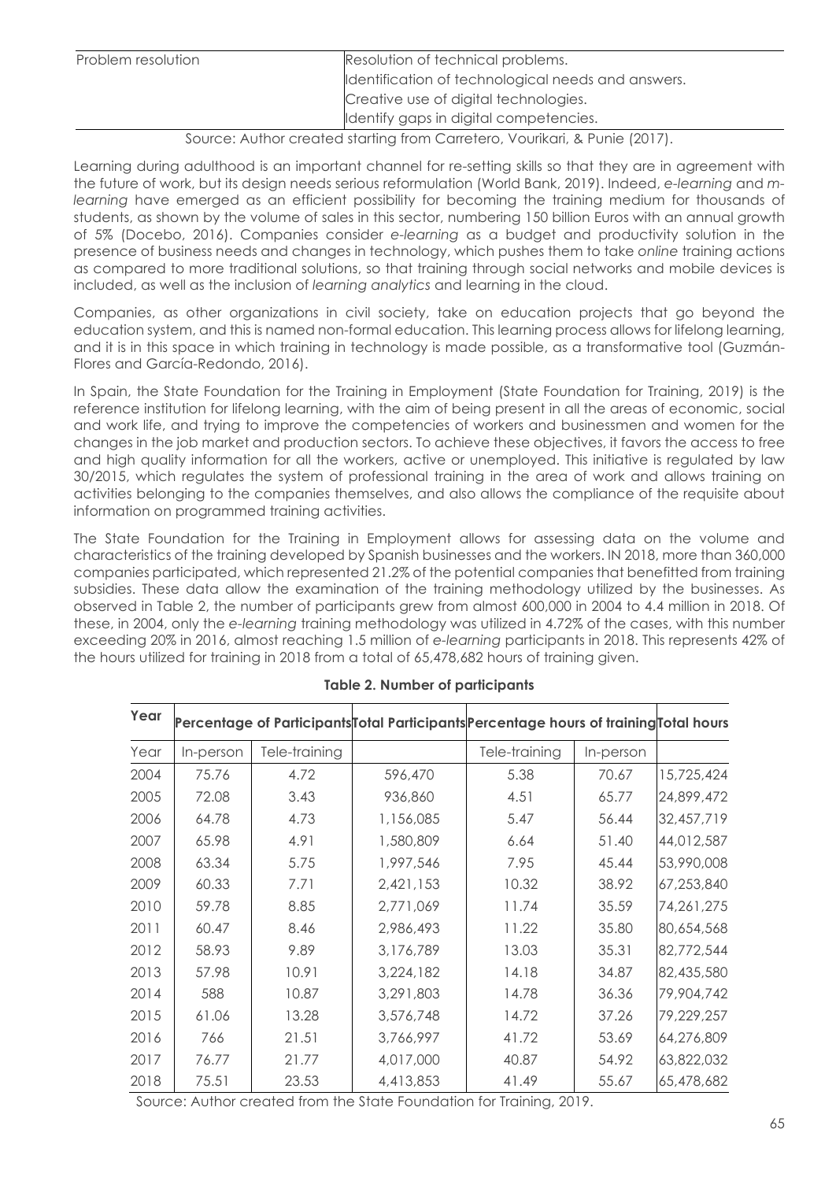| Problem resolution | Resolution of technical problems. |
|---|---|
| | Identification of technological needs and answers. |
| | Creative use of digital technologies. |
| | Identify gaps in digital competencies. |

Source: Author created starting from Carretero, Vourikari, & Punie (2017).

Learning during adulthood is an important channel for re-setting skills so that they are in agreement with the future of work, but its design needs serious reformulation (World Bank, 2019). Indeed, *e-learning* and *m-learning* have emerged as an efficient possibility for becoming the training medium for thousands of students, as shown by the volume of sales in this sector, numbering 150 billion Euros with an annual growth of 5% (Docebo, 2016). Companies consider *e-learning* as a budget and productivity solution in the presence of business needs and changes in technology, which pushes them to take *online* training actions as compared to more traditional solutions, so that training through social networks and mobile devices is included, as well as the inclusion of *learning analytics* and learning in the cloud.

Companies, as other organizations in civil society, take on education projects that go beyond the education system, and this is named non-formal education. This learning process allows for lifelong learning, and it is in this space in which training in technology is made possible, as a transformative tool (Guzmán-Flores and García-Redondo, 2016).

In Spain, the State Foundation for the Training in Employment (State Foundation for Training, 2019) is the reference institution for lifelong learning, with the aim of being present in all the areas of economic, social and work life, and trying to improve the competencies of workers and businessmen and women for the changes in the job market and production sectors. To achieve these objectives, it favors the access to free and high quality information for all the workers, active or unemployed. This initiative is regulated by law 30/2015, which regulates the system of professional training in the area of work and allows training on activities belonging to the companies themselves, and also allows the compliance of the requisite about information on programmed training activities.

The State Foundation for the Training in Employment allows for assessing data on the volume and characteristics of the training developed by Spanish businesses and the workers. IN 2018, more than 360,000 companies participated, which represented 21.2% of the potential companies that benefitted from training subsidies. These data allow the examination of the training methodology utilized by the businesses. As observed in Table 2, the number of participants grew from almost 600,000 in 2004 to 4.4 million in 2018. Of these, in 2004, only the *e-learning* training methodology was utilized in 4.72% of the cases, with this number exceeding 20% in 2016, almost reaching 1.5 million of *e-learning* participants in 2018. This represents 42% of the hours utilized for training in 2018 from a total of 65,478,682 hours of training given.

**Table 2. Number of participants**

| Year | Percentage of Participants | | Total Participants | Percentage hours of training | | Total hours |
|---|---|---|---|---|---|---|
| Year | In-person | Tele-training | | Tele-training | In-person | |
| 2004 | 75.76 | 4.72 | 596,470 | 5.38 | 70.67 | 15,725,424 |
| 2005 | 72.08 | 3.43 | 936,860 | 4.51 | 65.77 | 24,899,472 |
| 2006 | 64.78 | 4.73 | 1,156,085 | 5.47 | 56.44 | 32,457,719 |
| 2007 | 65.98 | 4.91 | 1,580,809 | 6.64 | 51.40 | 44,012,587 |
| 2008 | 63.34 | 5.75 | 1,997,546 | 7.95 | 45.44 | 53,990,008 |
| 2009 | 60.33 | 7.71 | 2,421,153 | 10.32 | 38.92 | 67,253,840 |
| 2010 | 59.78 | 8.85 | 2,771,069 | 11.74 | 35.59 | 74,261,275 |
| 2011 | 60.47 | 8.46 | 2,986,493 | 11.22 | 35.80 | 80,654,568 |
| 2012 | 58.93 | 9.89 | 3,176,789 | 13.03 | 35.31 | 82,772,544 |
| 2013 | 57.98 | 10.91 | 3,224,182 | 14.18 | 34.87 | 82,435,580 |
| 2014 | 588 | 10.87 | 3,291,803 | 14.78 | 36.36 | 79,904,742 |
| 2015 | 61.06 | 13.28 | 3,576,748 | 14.72 | 37.26 | 79,229,257 |
| 2016 | 766 | 21.51 | 3,766,997 | 41.72 | 53.69 | 64,276,809 |
| 2017 | 76.77 | 21.77 | 4,017,000 | 40.87 | 54.92 | 63,822,032 |
| 2018 | 75.51 | 23.53 | 4,413,853 | 41.49 | 55.67 | 65,478,682 |

Source: Author created from the State Foundation for Training, 2019.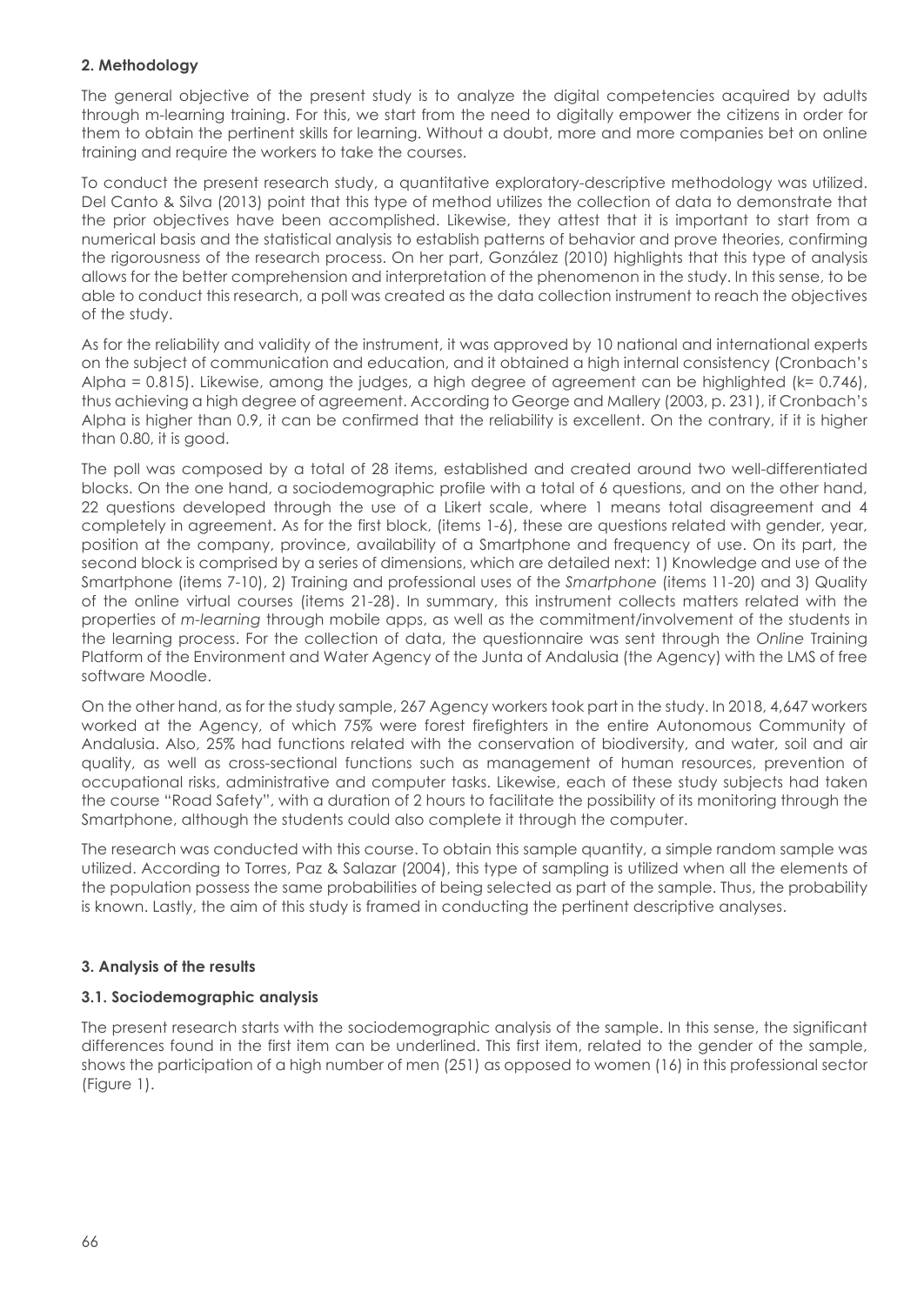## 2. Methodology

The general objective of the present study is to analyze the digital competencies acquired by adults through m-learning training. For this, we start from the need to digitally empower the citizens in order for them to obtain the pertinent skills for learning. Without a doubt, more and more companies bet on online training and require the workers to take the courses.

To conduct the present research study, a quantitative exploratory-descriptive methodology was utilized. Del Canto & Silva (2013) point that this type of method utilizes the collection of data to demonstrate that the prior objectives have been accomplished. Likewise, they attest that it is important to start from a numerical basis and the statistical analysis to establish patterns of behavior and prove theories, confirming the rigorousness of the research process. On her part, González (2010) highlights that this type of analysis allows for the better comprehension and interpretation of the phenomenon in the study. In this sense, to be able to conduct this research, a poll was created as the data collection instrument to reach the objectives of the study.

As for the reliability and validity of the instrument, it was approved by 10 national and international experts on the subject of communication and education, and it obtained a high internal consistency (Cronbach's Alpha = 0.815). Likewise, among the judges, a high degree of agreement can be highlighted (k= 0.746), thus achieving a high degree of agreement. According to George and Mallery (2003, p. 231), if Cronbach's Alpha is higher than 0.9, it can be confirmed that the reliability is excellent. On the contrary, if it is higher than 0.80, it is good.

The poll was composed by a total of 28 items, established and created around two well-differentiated blocks. On the one hand, a sociodemographic profile with a total of 6 questions, and on the other hand, 22 questions developed through the use of a Likert scale, where 1 means total disagreement and 4 completely in agreement. As for the first block, (items 1-6), these are questions related with gender, year, position at the company, province, availability of a Smartphone and frequency of use. On its part, the second block is comprised by a series of dimensions, which are detailed next: 1) Knowledge and use of the Smartphone (items 7-10), 2) Training and professional uses of the *Smartphone* (items 11-20) and 3) Quality of the online virtual courses (items 21-28). In summary, this instrument collects matters related with the properties of *m-learning* through mobile apps, as well as the commitment/involvement of the students in the learning process. For the collection of data, the questionnaire was sent through the *Online* Training Platform of the Environment and Water Agency of the Junta of Andalusia (the Agency) with the LMS of free software Moodle.

On the other hand, as for the study sample, 267 Agency workers took part in the study. In 2018, 4,647 workers worked at the Agency, of which 75% were forest firefighters in the entire Autonomous Community of Andalusia. Also, 25% had functions related with the conservation of biodiversity, and water, soil and air quality, as well as cross-sectional functions such as management of human resources, prevention of occupational risks, administrative and computer tasks. Likewise, each of these study subjects had taken the course "Road Safety", with a duration of 2 hours to facilitate the possibility of its monitoring through the Smartphone, although the students could also complete it through the computer.

The research was conducted with this course. To obtain this sample quantity, a simple random sample was utilized. According to Torres, Paz & Salazar (2004), this type of sampling is utilized when all the elements of the population possess the same probabilities of being selected as part of the sample. Thus, the probability is known. Lastly, the aim of this study is framed in conducting the pertinent descriptive analyses.

## 3. Analysis of the results

### 3.1. Sociodemographic analysis

The present research starts with the sociodemographic analysis of the sample. In this sense, the significant differences found in the first item can be underlined. This first item, related to the gender of the sample, shows the participation of a high number of men (251) as opposed to women (16) in this professional sector (Figure 1).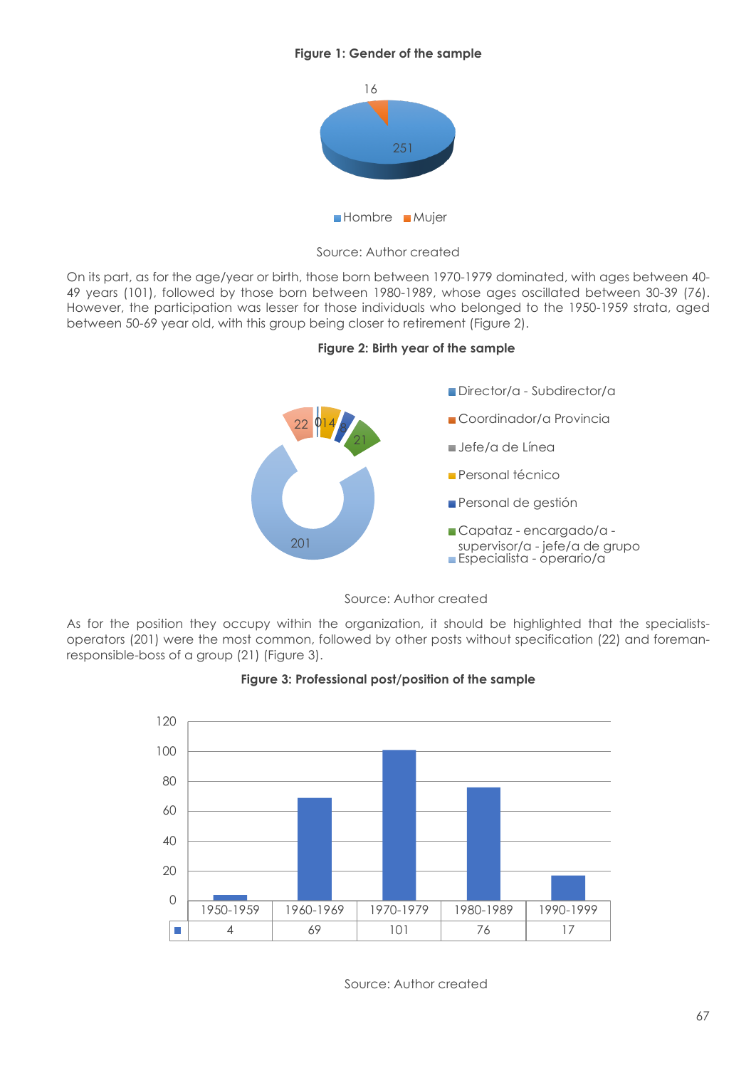**Figure 1: Gender of the sample**

| Hombre | Mujer |
|---|---|
| 251 | 16 |

Source: Author created

On its part, as for the age/year or birth, those born between 1970-1979 dominated, with ages between 40-49 years (101), followed by those born between 1980-1989, whose ages oscillated between 30-39 (76). However, the participation was lesser for those individuals who belonged to the 1950-1959 strata, aged between 50-69 year old, with this group being closer to retirement (Figure 2).

**Figure 2: Birth year of the sample**

| Position | n |
|---|---|
| Director/a - Subdirector/a | 0 |
| Coordinador/a Provincia | 1 |
| Jefe/a de Línea | |
| Personal técnico | 14 |
| Personal de gestión | 8 |
| Capataz - encargado/a - supervisor/a - jefe/a de grupo | 21 |
| Especialista - operario/a | 201 |
| | 22 |

Source: Author created

As for the position they occupy within the organization, it should be highlighted that the specialists-operators (201) were the most common, followed by other posts without specification (22) and foreman-responsible-boss of a group (21) (Figure 3).

**Figure 3: Professional post/position of the sample**

| | 1950-1959 | 1960-1969 | 1970-1979 | 1980-1989 | 1990-1999 |
|---|---|---|---|---|---|
| | 4 | 69 | 101 | 76 | 17 |

Source: Author created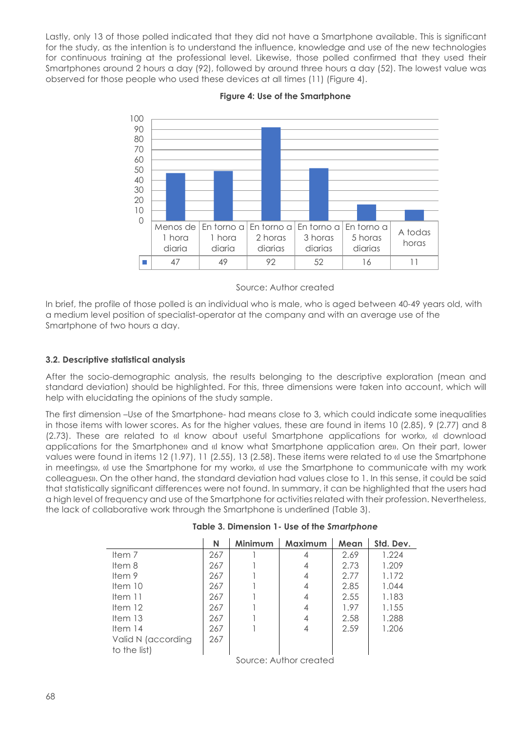Lastly, only 13 of those polled indicated that they did not have a Smartphone available. This is significant for the study, as the intention is to understand the influence, knowledge and use of the new technologies for continuous training at the professional level. Likewise, those polled confirmed that they used their Smartphones around 2 hours a day (92), followed by around three hours a day (52). The lowest value was observed for those people who used these devices at all times (11) (Figure 4).

**Figure 4: Use of the Smartphone**

| Menos de 1 hora diaria | En torno a 1 hora diaria | En torno a 2 horas diarias | En torno a 3 horas diarias | En torno a 5 horas diarias | A todas horas |
|---|---|---|---|---|---|
| 47 | 49 | 92 | 52 | 16 | 11 |

Source: Author created

In brief, the profile of those polled is an individual who is male, who is aged between 40-49 years old, with a medium level position of specialist-operator at the company and with an average use of the Smartphone of two hours a day.

### 3.2. Descriptive statistical analysis

After the socio-demographic analysis, the results belonging to the descriptive exploration (mean and standard deviation) should be highlighted. For this, three dimensions were taken into account, which will help with elucidating the opinions of the study sample.

The first dimension –Use of the Smartphone- had means close to 3, which could indicate some inequalities in those items with lower scores. As for the higher values, these are found in items 10 (2.85), 9 (2.77) and 8 (2.73). These are related to «I know about useful Smartphone applications for work», «I download applications for the Smartphone» and «I know what Smartphone application are». On their part, lower values were found in items 12 (1.97), 11 (2.55), 13 (2.58). These items were related to «I use the Smartphone in meetings», «I use the Smartphone for my work», «I use the Smartphone to communicate with my work colleagues». On the other hand, the standard deviation had values close to 1. In this sense, it could be said that statistically significant differences were not found. In summary, it can be highlighted that the users had a high level of frequency and use of the Smartphone for activities related with their profession. Nevertheless, the lack of collaborative work through the Smartphone is underlined (Table 3).

**Table 3. Dimension 1- Use of the *Smartphone***

| | N | Minimum | Maximum | Mean | Std. Dev. |
|---|---|---|---|---|---|
| Item 7 | 267 | 1 | 4 | 2.69 | 1.224 |
| Item 8 | 267 | 1 | 4 | 2.73 | 1.209 |
| Item 9 | 267 | 1 | 4 | 2.77 | 1.172 |
| Item 10 | 267 | 1 | 4 | 2.85 | 1.044 |
| Item 11 | 267 | 1 | 4 | 2.55 | 1.183 |
| Item 12 | 267 | 1 | 4 | 1.97 | 1.155 |
| Item 13 | 267 | 1 | 4 | 2.58 | 1.288 |
| Item 14 | 267 | 1 | 4 | 2.59 | 1.206 |
| Valid N (according to the list) | 267 | | | | |

Source: Author created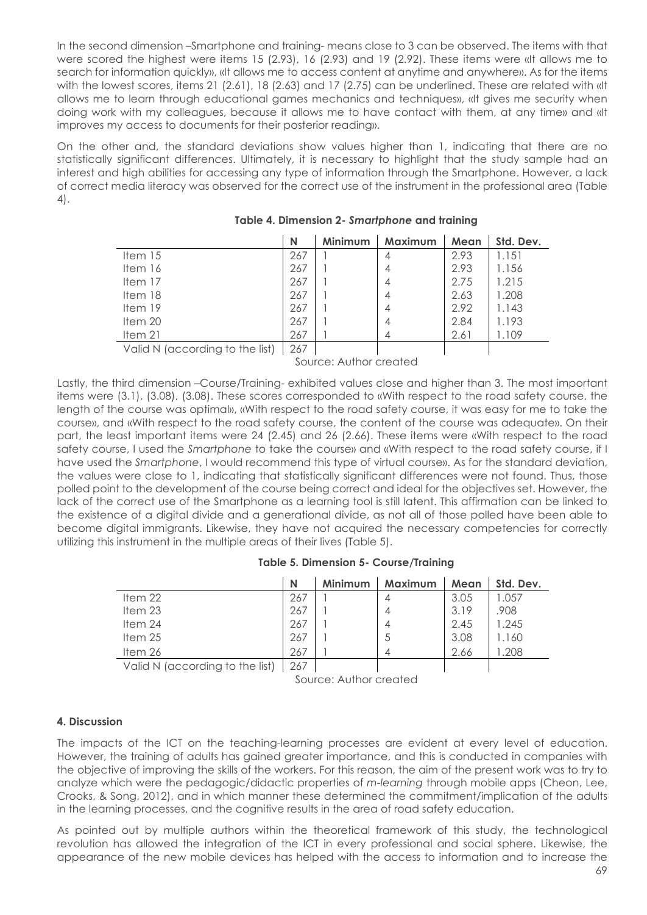In the second dimension –Smartphone and training- means close to 3 can be observed. The items with that were scored the highest were items 15 (2.93), 16 (2.93) and 19 (2.92). These items were «It allows me to search for information quickly», «It allows me to access content at anytime and anywhere». As for the items with the lowest scores, items 21 (2.61), 18 (2.63) and 17 (2.75) can be underlined. These are related with «It allows me to learn through educational games mechanics and techniques», «It gives me security when doing work with my colleagues, because it allows me to have contact with them, at any time» and «It improves my access to documents for their posterior reading».

On the other and, the standard deviations show values higher than 1, indicating that there are no statistically significant differences. Ultimately, it is necessary to highlight that the study sample had an interest and high abilities for accessing any type of information through the Smartphone. However, a lack of correct media literacy was observed for the correct use of the instrument in the professional area (Table 4).

**Table 4. Dimension 2- *Smartphone* and training**

| | N | Minimum | Maximum | Mean | Std. Dev. |
|---|---|---|---|---|---|
| Item 15 | 267 | 1 | 4 | 2.93 | 1.151 |
| Item 16 | 267 | 1 | 4 | 2.93 | 1.156 |
| Item 17 | 267 | 1 | 4 | 2.75 | 1.215 |
| Item 18 | 267 | 1 | 4 | 2.63 | 1.208 |
| Item 19 | 267 | 1 | 4 | 2.92 | 1.143 |
| Item 20 | 267 | 1 | 4 | 2.84 | 1.193 |
| Item 21 | 267 | 1 | 4 | 2.61 | 1.109 |
| Valid N (according to the list) | 267 | | | | |

Source: Author created

Lastly, the third dimension –Course/Training- exhibited values close and higher than 3. The most important items were (3.1), (3.08), (3.08). These scores corresponded to «With respect to the road safety course, the length of the course was optimal», «With respect to the road safety course, it was easy for me to take the course», and «With respect to the road safety course, the content of the course was adequate». On their part, the least important items were 24 (2.45) and 26 (2.66). These items were «With respect to the road safety course, I used the *Smartphone* to take the course» and «With respect to the road safety course, if I have used the *Smartphone*, I would recommend this type of virtual course». As for the standard deviation, the values were close to 1, indicating that statistically significant differences were not found. Thus, those polled point to the development of the course being correct and ideal for the objectives set. However, the lack of the correct use of the Smartphone as a learning tool is still latent. This affirmation can be linked to the existence of a digital divide and a generational divide, as not all of those polled have been able to become digital immigrants. Likewise, they have not acquired the necessary competencies for correctly utilizing this instrument in the multiple areas of their lives (Table 5).

**Table 5. Dimension 5- Course/Training**

| | N | Minimum | Maximum | Mean | Std. Dev. |
|---|---|---|---|---|---|
| Item 22 | 267 | 1 | 4 | 3.05 | 1.057 |
| Item 23 | 267 | 1 | 4 | 3.19 | .908 |
| Item 24 | 267 | 1 | 4 | 2.45 | 1.245 |
| Item 25 | 267 | 1 | 5 | 3.08 | 1.160 |
| Item 26 | 267 | 1 | 4 | 2.66 | 1.208 |
| Valid N (according to the list) | 267 | | | | |

Source: Author created

## 4. Discussion

The impacts of the ICT on the teaching-learning processes are evident at every level of education. However, the training of adults has gained greater importance, and this is conducted in companies with the objective of improving the skills of the workers. For this reason, the aim of the present work was to try to analyze which were the pedagogic/didactic properties of *m-learning* through mobile apps (Cheon, Lee, Crooks, & Song, 2012), and in which manner these determined the commitment/implication of the adults in the learning processes, and the cognitive results in the area of road safety education.

As pointed out by multiple authors within the theoretical framework of this study, the technological revolution has allowed the integration of the ICT in every professional and social sphere. Likewise, the appearance of the new mobile devices has helped with the access to information and to increase the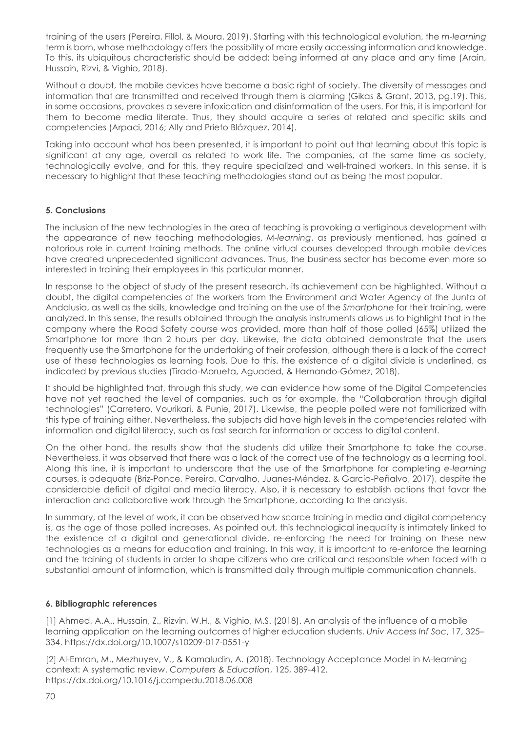training of the users (Pereira, Fillol, & Moura, 2019). Starting with this technological evolution, the *m-learning* term is born, whose methodology offers the possibility of more easily accessing information and knowledge. To this, its ubiquitous characteristic should be added: being informed at any place and any time (Arain, Hussain, Rizvi, & Vighio, 2018).

Without a doubt, the mobile devices have become a basic right of society. The diversity of messages and information that are transmitted and received through them is alarming (Gikas & Grant, 2013, pg.19). This, in some occasions, provokes a severe infoxication and disinformation of the users. For this, it is important for them to become media literate. Thus, they should acquire a series of related and specific skills and competencies (Arpaci, 2016; Ally and Prieto Blázquez, 2014).

Taking into account what has been presented, it is important to point out that learning about this topic is significant at any age, overall as related to work life. The companies, at the same time as society, technologically evolve, and for this, they require specialized and well-trained workers. In this sense, it is necessary to highlight that these teaching methodologies stand out as being the most popular.

## 5. Conclusions

The inclusion of the new technologies in the area of teaching is provoking a vertiginous development with the appearance of new teaching methodologies. *M-learning*, as previously mentioned, has gained a notorious role in current training methods. The online virtual courses developed through mobile devices have created unprecedented significant advances. Thus, the business sector has become even more so interested in training their employees in this particular manner.

In response to the object of study of the present research, its achievement can be highlighted. Without a doubt, the digital competencies of the workers from the Environment and Water Agency of the Junta of Andalusia, as well as the skills, knowledge and training on the use of the *Smartphone* for their training, were analyzed. In this sense, the results obtained through the analysis instruments allows us to highlight that in the company where the Road Safety course was provided, more than half of those polled (65%) utilized the Smartphone for more than 2 hours per day. Likewise, the data obtained demonstrate that the users frequently use the Smartphone for the undertaking of their profession, although there is a lack of the correct use of these technologies as learning tools. Due to this, the existence of a digital divide is underlined, as indicated by previous studies (Tirado-Morueta, Aguaded, & Hernando-Gómez, 2018).

It should be highlighted that, through this study, we can evidence how some of the Digital Competencies have not yet reached the level of companies, such as for example, the "Collaboration through digital technologies" (Carretero, Vourikari, & Punie, 2017). Likewise, the people polled were not familiarized with this type of training either. Nevertheless, the subjects did have high levels in the competencies related with information and digital literacy, such as fast search for information or access to digital content.

On the other hand, the results show that the students did utilize their Smartphone to take the course. Nevertheless, it was observed that there was a lack of the correct use of the technology as a learning tool. Along this line, it is important to underscore that the use of the Smartphone for completing *e-learning* courses, is adequate (Briz-Ponce, Pereira, Carvalho, Juanes-Méndez, & García-Peñalvo, 2017), despite the considerable deficit of digital and media literacy. Also, it is necessary to establish actions that favor the interaction and collaborative work through the Smartphone, according to the analysis.

In summary, at the level of work, it can be observed how scarce training in media and digital competency is, as the age of those polled increases. As pointed out, this technological inequality is intimately linked to the existence of a digital and generational divide, re-enforcing the need for training on these new technologies as a means for education and training. In this way, it is important to re-enforce the learning and the training of students in order to shape citizens who are critical and responsible when faced with a substantial amount of information, which is transmitted daily through multiple communication channels.

## 6. Bibliographic references

[1] Ahmed, A.A., Hussain, Z., Rizvin, W.H., & Vighio, M.S. (2018). An analysis of the influence of a mobile learning application on the learning outcomes of higher education students. *Univ Access Inf Soc*, 17, 325–334. https://dx.doi.org/10.1007/s10209-017-0551-y

[2] Al-Emran, M., Mezhuyev, V., & Kamaludin, A. (2018). Technology Acceptance Model in M-learning context: A systematic review. *Computers & Education*, 125, 389-412. https://dx.doi.org/10.1016/j.compedu.2018.06.008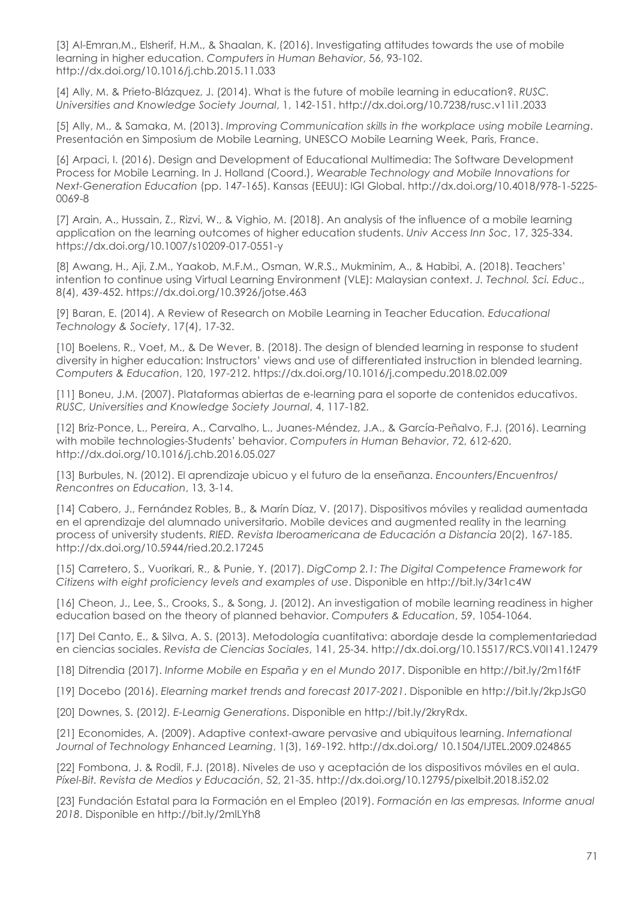[3] Al-Emran,M., Elsherif, H.M., & Shaalan, K. (2016). Investigating attitudes towards the use of mobile learning in higher education. *Computers in Human Behavior*, 56, 93-102. http://dx.doi.org/10.1016/j.chb.2015.11.033

[4] Ally, M. & Prieto-Blázquez, J. (2014). What is the future of mobile learning in education?. *RUSC. Universities and Knowledge Society Journal*, 1, 142-151. http://dx.doi.org/10.7238/rusc.v11i1.2033

[5] Ally, M., & Samaka, M. (2013). *Improving Communication skills in the workplace using mobile Learning*. Presentación en Simposium de Mobile Learning, UNESCO Mobile Learning Week, Paris, France.

[6] Arpaci, I. (2016). Design and Development of Educational Multimedia: The Software Development Process for Mobile Learning. In J. Holland (Coord.), *Wearable Technology and Mobile Innovations for Next-Generation Education* (pp. 147-165). Kansas (EEUU): IGI Global. http://dx.doi.org/10.4018/978-1-5225-0069-8

[7] Arain, A., Hussain, Z., Rizvi, W., & Vighio, M. (2018). An analysis of the influence of a mobile learning application on the learning outcomes of higher education students. *Univ Access Inn Soc*, 17, 325-334. https://dx.doi.org/10.1007/s10209-017-0551-y

[8] Awang, H., Aji, Z.M., Yaakob, M.F.M., Osman, W.R.S., Mukminim, A., & Habibi, A. (2018). Teachers' intention to continue using Virtual Learning Environment (VLE): Malaysian context. *J. Technol. Sci. Educ.*, 8(4), 439-452. https://dx.doi.org/10.3926/jotse.463

[9] Baran, E. (2014). A Review of Research on Mobile Learning in Teacher Education. *Educational Technology & Society*, 17(4), 17-32.

[10] Boelens, R., Voet, M., & De Wever, B. (2018). The design of blended learning in response to student diversity in higher education: Instructors' views and use of differentiated instruction in blended learning. *Computers & Education*, 120, 197-212. https://dx.doi.org/10.1016/j.compedu.2018.02.009

[11] Boneu, J.M. (2007). Plataformas abiertas de e-learning para el soporte de contenidos educativos. *RUSC, Universities and Knowledge Society Journal*, 4, 117-182.

[12] Briz-Ponce, L., Pereira, A., Carvalho, L., Juanes-Méndez, J.A., & García-Peñalvo, F.J. (2016). Learning with mobile technologies-Students' behavior. *Computers in Human Behavior*, 72, 612-620. http://dx.doi.org/10.1016/j.chb.2016.05.027

[13] Burbules, N. (2012). El aprendizaje ubicuo y el futuro de la enseñanza. *Encounters/Encuentros/Rencontres on Education*, 13, 3-14.

[14] Cabero, J., Fernández Robles, B., & Marín Díaz, V. (2017). Dispositivos móviles y realidad aumentada en el aprendizaje del alumnado universitario. Mobile devices and augmented reality in the learning process of university students. *RIED. Revista Iberoamericana de Educación a Distancia* 20(2), 167-185. http://dx.doi.org/10.5944/ried.20.2.17245

[15] Carretero, S., Vuorikari, R., & Punie, Y. (2017). *DigComp 2.1: The Digital Competence Framework for Citizens with eight proficiency levels and examples of use*. Disponible en http://bit.ly/34r1c4W

[16] Cheon, J., Lee, S., Crooks, S., & Song, J. (2012). An investigation of mobile learning readiness in higher education based on the theory of planned behavior. *Computers & Education*, 59, 1054-1064.

[17] Del Canto, E., & Silva, A. S. (2013). Metodología cuantitativa: abordaje desde la complementariedad en ciencias sociales. *Revista de Ciencias Sociales*, 141, 25-34. http://dx.doi.org/10.15517/RCS.V0I141.12479

[18] Ditrendia (2017). *Informe Mobile en España y en el Mundo 2017*. Disponible en http://bit.ly/2m1f6tF

[19] Docebo (2016). *Elearning market trends and forecast 2017-2021*. Disponible en http://bit.ly/2kpJsG0

[20] Downes, S. (2012*). E-Learnig Generations*. Disponible en http://bit.ly/2kryRdx.

[21] Economides, A. (2009). Adaptive context-aware pervasive and ubiquitous learning. *International Journal of Technology Enhanced Learning*, 1(3), 169-192. http://dx.doi.org/ 10.1504/IJTEL.2009.024865

[22] Fombona, J. & Rodil, F.J. (2018). Niveles de uso y aceptación de los dispositivos móviles en el aula. *Píxel-Bit. Revista de Medios y Educación*, 52, 21-35. http://dx.doi.org/10.12795/pixelbit.2018.i52.02

[23] Fundación Estatal para la Formación en el Empleo (2019). *Formación en las empresas. Informe anual 2018*. Disponible en http://bit.ly/2mlLYh8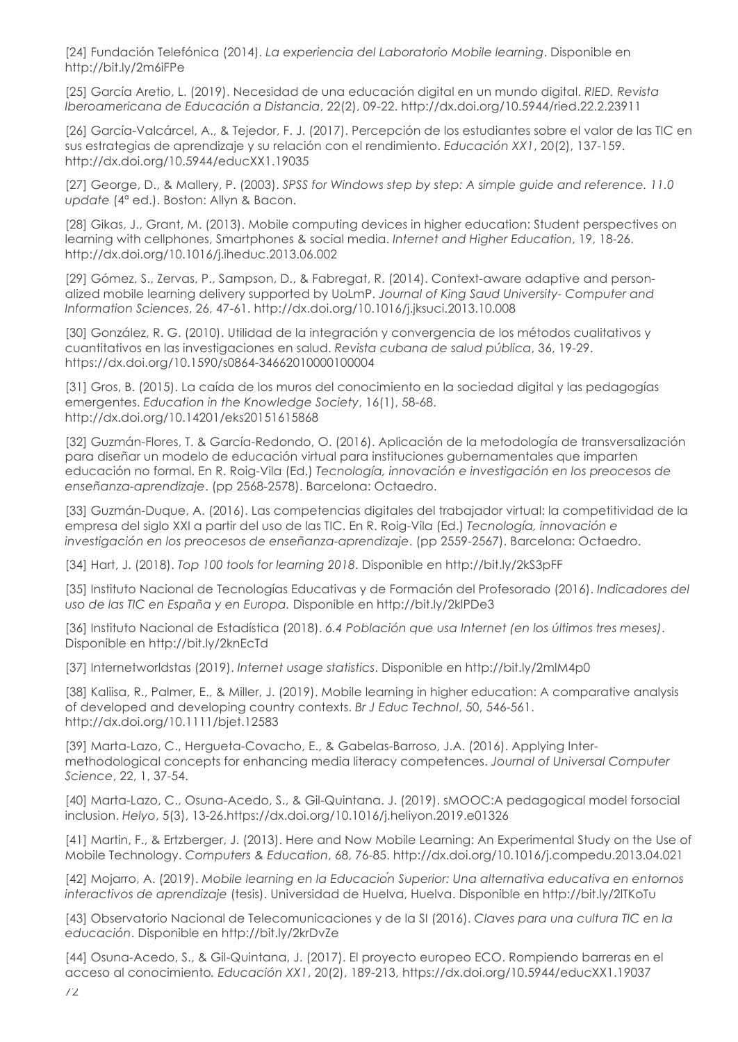[24] Fundación Telefónica (2014). *La experiencia del Laboratorio Mobile learning*. Disponible en http://bit.ly/2m6iFPe

[25] García Aretio, L. (2019). Necesidad de una educación digital en un mundo digital. *RIED. Revista Iberoamericana de Educación a Distancia*, 22(2), 09-22. http://dx.doi.org/10.5944/ried.22.2.23911

[26] García-Valcárcel, A., & Tejedor, F. J. (2017). Percepción de los estudiantes sobre el valor de las TIC en sus estrategias de aprendizaje y su relación con el rendimiento. *Educación XX1*, 20(2), 137-159. http://dx.doi.org/10.5944/educXX1.19035

[27] George, D., & Mallery, P. (2003). *SPSS for Windows step by step: A simple guide and reference. 11.0 update* (4ª ed.). Boston: Allyn & Bacon.

[28] Gikas, J., Grant, M. (2013). Mobile computing devices in higher education: Student perspectives on learning with cellphones, Smartphones & social media. *Internet and Higher Education*, 19, 18-26. http://dx.doi.org/10.1016/j.iheduc.2013.06.002

[29] Gómez, S., Zervas, P., Sampson, D., & Fabregat, R. (2014). Context-aware adaptive and personalized mobile learning delivery supported by UoLmP. *Journal of King Saud University- Computer and Information Sciences*, 26, 47-61. http://dx.doi.org/10.1016/j.jksuci.2013.10.008

[30] González, R. G. (2010). Utilidad de la integración y convergencia de los métodos cualitativos y cuantitativos en las investigaciones en salud. *Revista cubana de salud pública*, 36, 19-29. https://dx.doi.org/10.1590/s0864-34662010000100004

[31] Gros, B. (2015). La caída de los muros del conocimiento en la sociedad digital y las pedagogías emergentes. *Education in the Knowledge Society*, 16(1), 58-68. http://dx.doi.org/10.14201/eks20151615868

[32] Guzmán-Flores, T. & García-Redondo, O. (2016). Aplicación de la metodología de transversalización para diseñar un modelo de educación virtual para instituciones gubernamentales que imparten educación no formal. En R. Roig-Vila (Ed.) *Tecnología, innovación e investigación en los preocesos de enseñanza-aprendizaje*. (pp 2568-2578). Barcelona: Octaedro.

[33] Guzmán-Duque, A. (2016). Las competencias digitales del trabajador virtual: la competitividad de la empresa del siglo XXI a partir del uso de las TIC. En R. Roig-Vila (Ed.) *Tecnología, innovación e investigación en los preocesos de enseñanza-aprendizaje*. (pp 2559-2567). Barcelona: Octaedro.

[34] Hart, J. (2018). *Top 100 tools for learning 2018*. Disponible en http://bit.ly/2kS3pFF

[35] Instituto Nacional de Tecnologías Educativas y de Formación del Profesorado (2016). *Indicadores del uso de las TIC en España y en Europa.* Disponible en http://bit.ly/2klPDe3

[36] Instituto Nacional de Estadística (2018). *6.4 Población que usa Internet (en los últimos tres meses)*. Disponible en http://bit.ly/2knEcTd

[37] Internetworldstas (2019). *Internet usage statistics*. Disponible en http://bit.ly/2mlM4p0

[38] Kaliisa, R., Palmer, E., & Miller, J. (2019). Mobile learning in higher education: A comparative analysis of developed and developing country contexts. *Br J Educ Technol*, 50, 546-561. http://dx.doi.org/10.1111/bjet.12583

[39] Marta-Lazo, C., Hergueta-Covacho, E., & Gabelas-Barroso, J.A. (2016). Applying Inter-methodological concepts for enhancing media literacy competences. *Journal of Universal Computer Science*, 22, 1, 37-54.

[40] Marta-Lazo, C., Osuna-Acedo, S., & Gil-Quintana. J. (2019). sMOOC:A pedagogical model forsocial inclusion. *Helyo*, 5(3), 13-26.https://dx.doi.org/10.1016/j.heliyon.2019.e01326

[41] Martin, F., & Ertzberger, J. (2013). Here and Now Mobile Learning: An Experimental Study on the Use of Mobile Technology. *Computers & Education*, 68, 76-85. http://dx.doi.org/10.1016/j.compedu.2013.04.021

[42] Mojarro, A. (2019). *Mobile learning en la Educación Superior: Una alternativa educativa en entornos interactivos de aprendizaje* (tesis). Universidad de Huelva, Huelva. Disponible en http://bit.ly/2lTKoTu

[43] Observatorio Nacional de Telecomunicaciones y de la SI (2016). *Claves para una cultura TIC en la educación*. Disponible en http://bit.ly/2krDvZe

[44] Osuna-Acedo, S., & Gil-Quintana, J. (2017). El proyecto europeo ECO. Rompiendo barreras en el acceso al conocimiento. *Educación XX1*, 20(2), 189-213, https://dx.doi.org/10.5944/educXX1.19037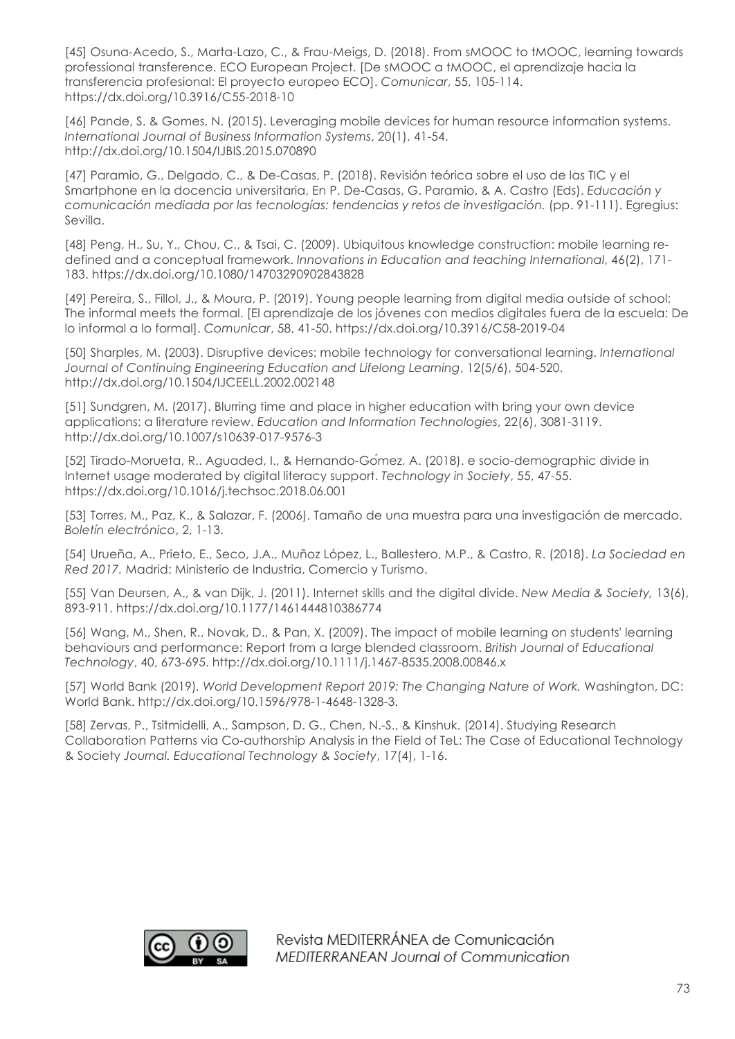[45] Osuna-Acedo, S., Marta-Lazo, C., & Frau-Meigs, D. (2018). From sMOOC to tMOOC, learning towards professional transference. ECO European Project. [De sMOOC a tMOOC, el aprendizaje hacia la transferencia profesional: El proyecto europeo ECO]. *Comunicar*, 55, 105-114. https://dx.doi.org/10.3916/C55-2018-10

[46] Pande, S. & Gomes, N. (2015). Leveraging mobile devices for human resource information systems. *International Journal of Business Information Systems*, 20(1), 41-54. http://dx.doi.org/10.1504/IJBIS.2015.070890

[47] Paramio, G., Delgado, C., & De-Casas, P. (2018). Revisión teórica sobre el uso de las TIC y el Smartphone en la docencia universitaria, En P. De-Casas, G. Paramio, & A. Castro (Eds). *Educación y comunicación mediada por las tecnologías: tendencias y retos de investigación.* (pp. 91-111). Egregius: Sevilla.

[48] Peng, H., Su, Y., Chou, C., & Tsai, C. (2009). Ubiquitous knowledge construction: mobile learning re-defined and a conceptual framework. *Innovations in Education and teaching International*, 46(2), 171-183. https://dx.doi.org/10.1080/14703290902843828

[49] Pereira, S., Fillol, J., & Moura, P. (2019). Young people learning from digital media outside of school: The informal meets the formal. [El aprendizaje de los jóvenes con medios digitales fuera de la escuela: De lo informal a lo formal]. *Comunicar*, 58, 41-50. https://dx.doi.org/10.3916/C58-2019-04

[50] Sharples, M. (2003). Disruptive devices: mobile technology for conversational learning. *International Journal of Continuing Engineering Education and Lifelong Learning*, 12(5/6), 504-520. http://dx.doi.org/10.1504/IJCEELL.2002.002148

[51] Sundgren, M. (2017). Blurring time and place in higher education with bring your own device applications: a literature review. *Education and Information Technologies*, 22(6), 3081-3119. http://dx.doi.org/10.1007/s10639-017-9576-3

[52] Tirado-Morueta, R.. Aguaded, I., & Hernando-Gómez, A. (2018). e socio-demographic divide in Internet usage moderated by digital literacy support. *Technology in Society*, 55, 47-55. https://dx.doi.org/10.1016/j.techsoc.2018.06.001

[53] Torres, M., Paz, K., & Salazar, F. (2006). Tamaño de una muestra para una investigación de mercado. *Boletín electrónico*, 2, 1-13.

[54] Urueña, A., Prieto, E., Seco, J.A., Muñoz López, L., Ballestero, M.P., & Castro, R. (2018). *La Sociedad en Red 2017.* Madrid: Ministerio de Industria, Comercio y Turismo.

[55] Van Deursen, A., & van Dijk, J. (2011). Internet skills and the digital divide. *New Media & Society,* 13(6), 893-911. https://dx.doi.org/10.1177/1461444810386774

[56] Wang, M., Shen, R., Novak, D., & Pan, X. (2009). The impact of mobile learning on students' learning behaviours and performance: Report from a large blended classroom. *British Journal of Educational Technology*, 40, 673-695. http://dx.doi.org/10.1111/j.1467-8535.2008.00846.x

[57] World Bank (2019). *World Development Report 2019: The Changing Nature of Work.* Washington, DC: World Bank. http://dx.doi.org/10.1596/978-1-4648-1328-3.

[58] Zervas, P., Tsitmidelli, A., Sampson, D. G., Chen, N.-S., & Kinshuk. (2014). Studying Research Collaboration Patterns via Co-authorship Analysis in the Field of TeL: The Case of Educational Technology & Society *Journal. Educational Technology & Society*, 17(4), 1-16.